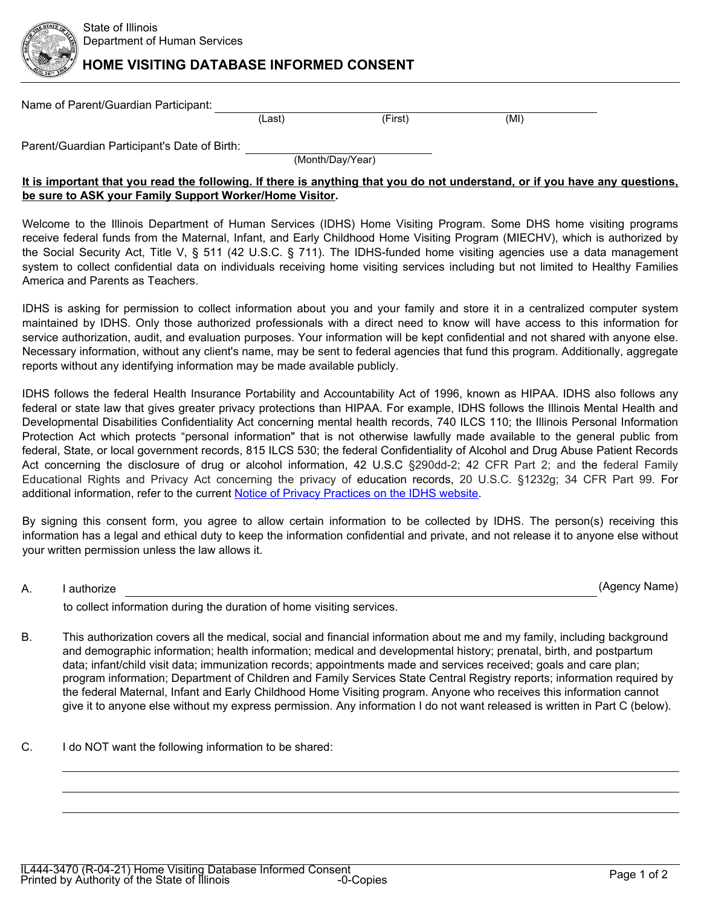State of Illinois
Department of Human Services

# HOME VISITING DATABASE INFORMED CONSENT

Name of Parent/Guardian Participant: ______________________________
(Last) (First) (MI)

Parent/Guardian Participant's Date of Birth: ______________________
(Month/Day/Year)

**It is important that you read the following. If there is anything that you do not understand, or if you have any questions, be sure to ASK your Family Support Worker/Home Visitor.**

Welcome to the Illinois Department of Human Services (IDHS) Home Visiting Program. Some DHS home visiting programs receive federal funds from the Maternal, Infant, and Early Childhood Home Visiting Program (MIECHV), which is authorized by the Social Security Act, Title V, § 511 (42 U.S.C. § 711). The IDHS-funded home visiting agencies use a data management system to collect confidential data on individuals receiving home visiting services including but not limited to Healthy Families America and Parents as Teachers.

IDHS is asking for permission to collect information about you and your family and store it in a centralized computer system maintained by IDHS. Only those authorized professionals with a direct need to know will have access to this information for service authorization, audit, and evaluation purposes. Your information will be kept confidential and not shared with anyone else. Necessary information, without any client's name, may be sent to federal agencies that fund this program. Additionally, aggregate reports without any identifying information may be made available publicly.

IDHS follows the federal Health Insurance Portability and Accountability Act of 1996, known as HIPAA. IDHS also follows any federal or state law that gives greater privacy protections than HIPAA. For example, IDHS follows the Illinois Mental Health and Developmental Disabilities Confidentiality Act concerning mental health records, 740 ILCS 110; the Illinois Personal Information Protection Act which protects "personal information" that is not otherwise lawfully made available to the general public from federal, State, or local government records, 815 ILCS 530; the federal Confidentiality of Alcohol and Drug Abuse Patient Records Act concerning the disclosure of drug or alcohol information, 42 U.S.C §290dd-2; 42 CFR Part 2; and the federal Family Educational Rights and Privacy Act concerning the privacy of education records, 20 U.S.C. §1232g; 34 CFR Part 99. For additional information, refer to the current Notice of Privacy Practices on the IDHS website.

By signing this consent form, you agree to allow certain information to be collected by IDHS. The person(s) receiving this information has a legal and ethical duty to keep the information confidential and private, and not release it to anyone else without your written permission unless the law allows it.

A. I authorize ______________________________ (Agency Name)
to collect information during the duration of home visiting services.

B. This authorization covers all the medical, social and financial information about me and my family, including background and demographic information; health information; medical and developmental history; prenatal, birth, and postpartum data; infant/child visit data; immunization records; appointments made and services received; goals and care plan; program information; Department of Children and Family Services State Central Registry reports; information required by the federal Maternal, Infant and Early Childhood Home Visiting program. Anyone who receives this information cannot give it to anyone else without my express permission. Any information I do not want released is written in Part C (below).

C. I do NOT want the following information to be shared:

______________________________

______________________________

______________________________

IL444-3470 (R-04-21) Home Visiting Database Informed Consent
Printed by Authority of the State of Illinois -0-Copies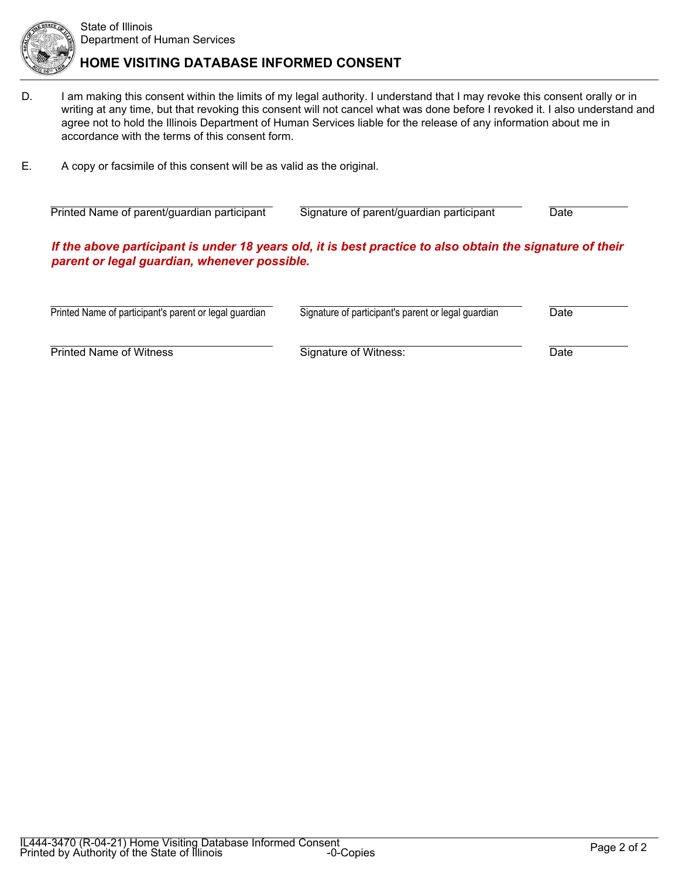State of Illinois
Department of Human Services

## HOME VISITING DATABASE INFORMED CONSENT

D. I am making this consent within the limits of my legal authority. I understand that I may revoke this consent orally or in writing at any time, but that revoking this consent will not cancel what was done before I revoked it. I also understand and agree not to hold the Illinois Department of Human Services liable for the release of any information about me in accordance with the terms of this consent form.

E. A copy or facsimile of this consent will be as valid as the original.

| | | |
|---|---|---|
| Printed Name of parent/guardian participant | Signature of parent/guardian participant | Date |

***If the above participant is under 18 years old, it is best practice to also obtain the signature of their parent or legal guardian, whenever possible.***

| | | |
|---|---|---|
| Printed Name of participant's parent or legal guardian | Signature of participant's parent or legal guardian | Date |
| Printed Name of Witness | Signature of Witness: | Date |

IL444-3470 (R-04-21) Home Visiting Database Informed Consent
Printed by Authority of the State of Illinois -0-Copies